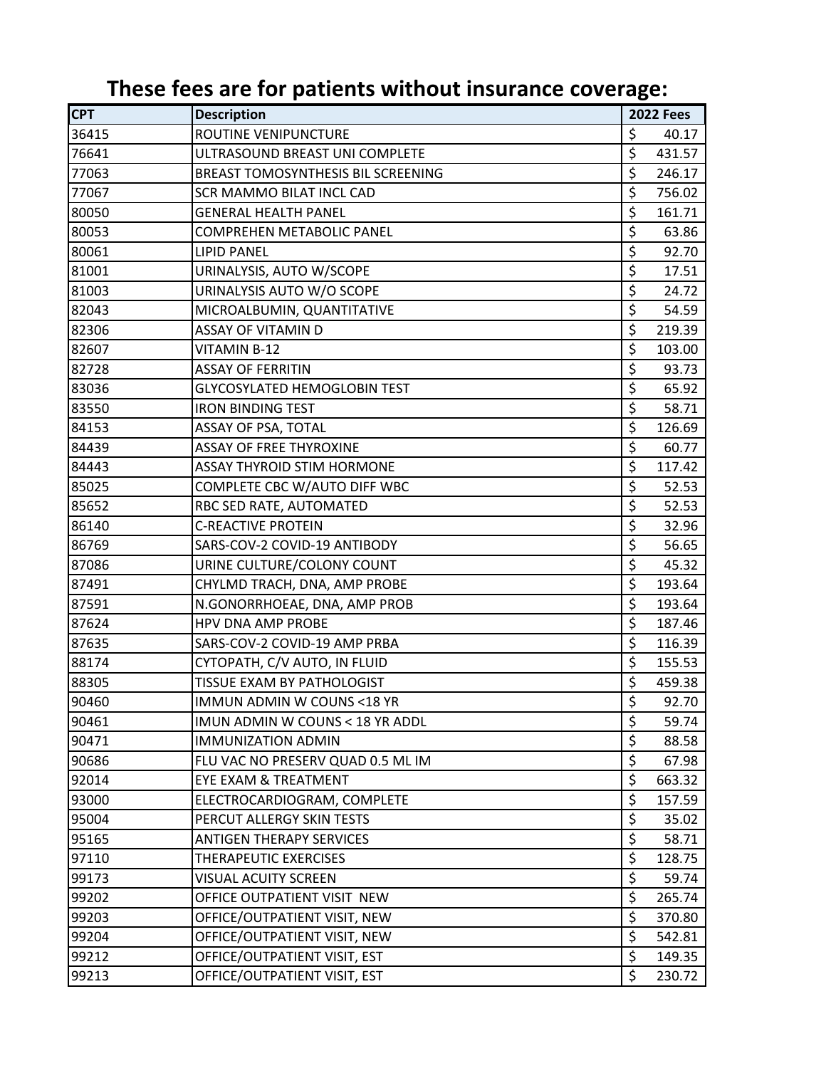# These fees are for patients without insurance coverage:

| CPT | Description | 2022 Fees |
|---|---|---|
| 36415 | ROUTINE VENIPUNCTURE | $ 40.17 |
| 76641 | ULTRASOUND BREAST UNI COMPLETE | $ 431.57 |
| 77063 | BREAST TOMOSYNTHESIS BIL SCREENING | $ 246.17 |
| 77067 | SCR MAMMO BILAT INCL CAD | $ 756.02 |
| 80050 | GENERAL HEALTH PANEL | $ 161.71 |
| 80053 | COMPREHEN METABOLIC PANEL | $ 63.86 |
| 80061 | LIPID PANEL | $ 92.70 |
| 81001 | URINALYSIS, AUTO W/SCOPE | $ 17.51 |
| 81003 | URINALYSIS AUTO W/O SCOPE | $ 24.72 |
| 82043 | MICROALBUMIN, QUANTITATIVE | $ 54.59 |
| 82306 | ASSAY OF VITAMIN D | $ 219.39 |
| 82607 | VITAMIN B-12 | $ 103.00 |
| 82728 | ASSAY OF FERRITIN | $ 93.73 |
| 83036 | GLYCOSYLATED HEMOGLOBIN TEST | $ 65.92 |
| 83550 | IRON BINDING TEST | $ 58.71 |
| 84153 | ASSAY OF PSA, TOTAL | $ 126.69 |
| 84439 | ASSAY OF FREE THYROXINE | $ 60.77 |
| 84443 | ASSAY THYROID STIM HORMONE | $ 117.42 |
| 85025 | COMPLETE CBC W/AUTO DIFF WBC | $ 52.53 |
| 85652 | RBC SED RATE, AUTOMATED | $ 52.53 |
| 86140 | C-REACTIVE PROTEIN | $ 32.96 |
| 86769 | SARS-COV-2 COVID-19 ANTIBODY | $ 56.65 |
| 87086 | URINE CULTURE/COLONY COUNT | $ 45.32 |
| 87491 | CHYLMD TRACH, DNA, AMP PROBE | $ 193.64 |
| 87591 | N.GONORRHOEAE, DNA, AMP PROB | $ 193.64 |
| 87624 | HPV DNA AMP PROBE | $ 187.46 |
| 87635 | SARS-COV-2 COVID-19 AMP PRBA | $ 116.39 |
| 88174 | CYTOPATH, C/V AUTO, IN FLUID | $ 155.53 |
| 88305 | TISSUE EXAM BY PATHOLOGIST | $ 459.38 |
| 90460 | IMMUN ADMIN W COUNS <18 YR | $ 92.70 |
| 90461 | IMUN ADMIN W COUNS < 18 YR ADDL | $ 59.74 |
| 90471 | IMMUNIZATION ADMIN | $ 88.58 |
| 90686 | FLU VAC NO PRESERV QUAD 0.5 ML IM | $ 67.98 |
| 92014 | EYE EXAM & TREATMENT | $ 663.32 |
| 93000 | ELECTROCARDIOGRAM, COMPLETE | $ 157.59 |
| 95004 | PERCUT ALLERGY SKIN TESTS | $ 35.02 |
| 95165 | ANTIGEN THERAPY SERVICES | $ 58.71 |
| 97110 | THERAPEUTIC EXERCISES | $ 128.75 |
| 99173 | VISUAL ACUITY SCREEN | $ 59.74 |
| 99202 | OFFICE OUTPATIENT VISIT NEW | $ 265.74 |
| 99203 | OFFICE/OUTPATIENT VISIT, NEW | $ 370.80 |
| 99204 | OFFICE/OUTPATIENT VISIT, NEW | $ 542.81 |
| 99212 | OFFICE/OUTPATIENT VISIT, EST | $ 149.35 |
| 99213 | OFFICE/OUTPATIENT VISIT, EST | $ 230.72 |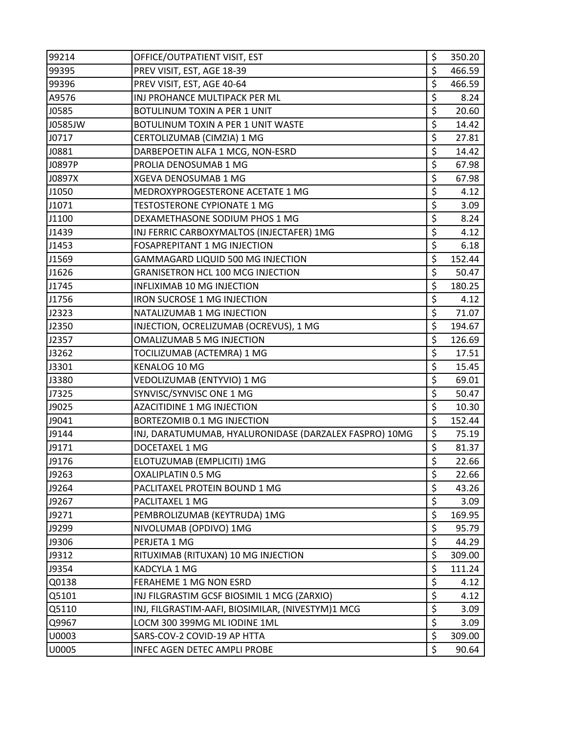| | | | |
|---|---|---|---|
| 99214 | OFFICE/OUTPATIENT VISIT, EST | $ | 350.20 |
| 99395 | PREV VISIT, EST, AGE 18-39 | $ | 466.59 |
| 99396 | PREV VISIT, EST, AGE 40-64 | $ | 466.59 |
| A9576 | INJ PROHANCE MULTIPACK PER ML | $ | 8.24 |
| J0585 | BOTULINUM TOXIN A PER 1 UNIT | $ | 20.60 |
| J0585JW | BOTULINUM TOXIN A PER 1 UNIT WASTE | $ | 14.42 |
| J0717 | CERTOLIZUMAB (CIMZIA) 1 MG | $ | 27.81 |
| J0881 | DARBEPOETIN ALFA 1 MCG, NON-ESRD | $ | 14.42 |
| J0897P | PROLIA DENOSUMAB 1 MG | $ | 67.98 |
| J0897X | XGEVA DENOSUMAB 1 MG | $ | 67.98 |
| J1050 | MEDROXYPROGESTERONE ACETATE 1 MG | $ | 4.12 |
| J1071 | TESTOSTERONE CYPIONATE 1 MG | $ | 3.09 |
| J1100 | DEXAMETHASONE SODIUM PHOS 1 MG | $ | 8.24 |
| J1439 | INJ FERRIC CARBOXYMALTOS (INJECTAFER) 1MG | $ | 4.12 |
| J1453 | FOSAPREPITANT 1 MG INJECTION | $ | 6.18 |
| J1569 | GAMMAGARD LIQUID 500 MG INJECTION | $ | 152.44 |
| J1626 | GRANISETRON HCL 100 MCG INJECTION | $ | 50.47 |
| J1745 | INFLIXIMAB 10 MG INJECTION | $ | 180.25 |
| J1756 | IRON SUCROSE 1 MG INJECTION | $ | 4.12 |
| J2323 | NATALIZUMAB 1 MG INJECTION | $ | 71.07 |
| J2350 | INJECTION, OCRELIZUMAB (OCREVUS), 1 MG | $ | 194.67 |
| J2357 | OMALIZUMAB 5 MG INJECTION | $ | 126.69 |
| J3262 | TOCILIZUMAB (ACTEMRA) 1 MG | $ | 17.51 |
| J3301 | KENALOG 10 MG | $ | 15.45 |
| J3380 | VEDOLIZUMAB (ENTYVIO) 1 MG | $ | 69.01 |
| J7325 | SYNVISC/SYNVISC ONE 1 MG | $ | 50.47 |
| J9025 | AZACITIDINE 1 MG INJECTION | $ | 10.30 |
| J9041 | BORTEZOMIB 0.1 MG INJECTION | $ | 152.44 |
| J9144 | INJ, DARATUMUMAB, HYALURONIDASE (DARZALEX FASPRO) 10MG | $ | 75.19 |
| J9171 | DOCETAXEL 1 MG | $ | 81.37 |
| J9176 | ELOTUZUMAB (EMPLICITI) 1MG | $ | 22.66 |
| J9263 | OXALIPLATIN 0.5 MG | $ | 22.66 |
| J9264 | PACLITAXEL PROTEIN BOUND 1 MG | $ | 43.26 |
| J9267 | PACLITAXEL 1 MG | $ | 3.09 |
| J9271 | PEMBROLIZUMAB (KEYTRUDA) 1MG | $ | 169.95 |
| J9299 | NIVOLUMAB (OPDIVO) 1MG | $ | 95.79 |
| J9306 | PERJETA 1 MG | $ | 44.29 |
| J9312 | RITUXIMAB (RITUXAN) 10 MG INJECTION | $ | 309.00 |
| J9354 | KADCYLA 1 MG | $ | 111.24 |
| Q0138 | FERAHEME 1 MG NON ESRD | $ | 4.12 |
| Q5101 | INJ FILGRASTIM GCSF BIOSIMIL 1 MCG (ZARXIO) | $ | 4.12 |
| Q5110 | INJ, FILGRASTIM-AAFI, BIOSIMILAR, (NIVESTYM)1 MCG | $ | 3.09 |
| Q9967 | LOCM 300 399MG ML IODINE 1ML | $ | 3.09 |
| U0003 | SARS-COV-2 COVID-19 AP HTTA | $ | 309.00 |
| U0005 | INFEC AGEN DETEC AMPLI PROBE | $ | 90.64 |